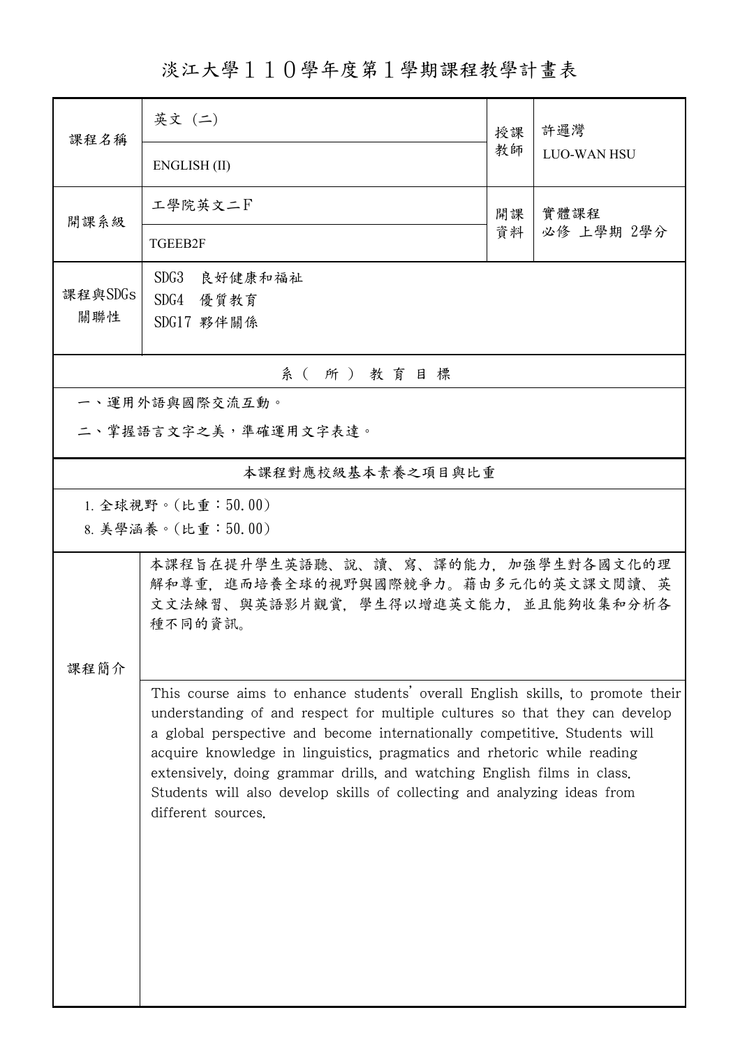# 淡江大學１１０學年度第１學期課程教學計畫表

| 課程名稱 | 英文 (二) | 授課教師 | 許邏灣 |
| --- | --- | --- | --- |
| | ENGLISH (II) | | LUO-WAN HSU |
| 開課系級 | 工學院英文二F | 開課資料 | 實體課程<br>必修 上學期 2學分 |
| | TGEEB2F | | |
| 課程與SDGs關聯性 | SDG3 良好健康和福祉<br>SDG4 優質教育<br>SDG17 夥伴關係 | | |

| 系（所）教育目標 |
| --- |
| 一、運用外語與國際交流互動。 |
| 二、掌握語言文字之美，準確運用文字表達。 |

| 本課程對應校級基本素養之項目與比重 |
| --- |
| 1. 全球視野。(比重：50.00) |
| 8. 美學涵養。(比重：50.00) |

| 課程簡介 | |
| --- | --- |
| | 本課程旨在提升學生英語聽、說、讀、寫、譯的能力，加強學生對各國文化的理解和尊重，進而培養全球的視野與國際競爭力。藉由多元化的英文課文閱讀、英文文法練習、與英語影片觀賞，學生得以增進英文能力，並且能夠收集和分析各種不同的資訊。 |
| | This course aims to enhance students' overall English skills, to promote their understanding of and respect for multiple cultures so that they can develop a global perspective and become internationally competitive. Students will acquire knowledge in linguistics, pragmatics and rhetoric while reading extensively, doing grammar drills, and watching English films in class. Students will also develop skills of collecting and analyzing ideas from different sources. |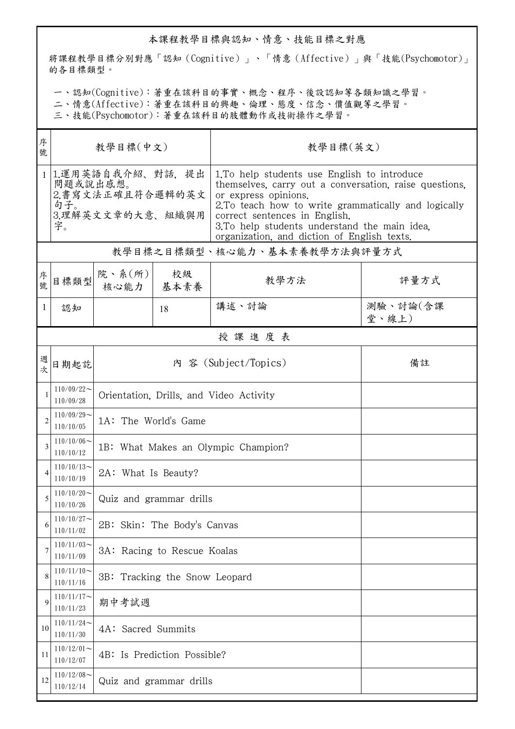## 本課程教學目標與認知、情意、技能目標之對應

將課程教學目標分別對應「認知（Cognitive）」、「情意（Affective）」與「技能(Psychomotor)」的各目標類型。

一、認知(Cognitive)：著重在該科目的事實、概念、程序、後設認知等各類知識之學習。
二、情意(Affective)：著重在該科目的興趣、倫理、態度、信念、價值觀等之學習。
三、技能(Psychomotor)：著重在該科目的肢體動作或技術操作之學習。

| 序號 | 教學目標(中文) | 教學目標(英文) |
|---|---|---|
| 1 | 1.運用英語自我介紹、對話，提出問題或說出感想。<br>2.書寫文法正確且符合邏輯的英文句子。<br>3.理解英文文章的大意、組織與用字。 | 1.To help students use English to introduce themselves, carry out a conversation, raise questions, or express opinions.<br>2.To teach how to write grammatically and logically correct sentences in English.<br>3.To help students understand the main idea, organization, and diction of English texts. |

## 教學目標之目標類型、核心能力、基本素養教學方法與評量方式

| 序號 | 目標類型 | 院、系(所)核心能力 | 校級基本素養 | 教學方法 | 評量方式 |
|---|---|---|---|---|---|
| 1 | 認知 | | 18 | 講述、討論 | 測驗、討論(含課堂、線上) |

## 授課進度表

| 週次 | 日期起訖 | 內 容 (Subject/Topics) | 備註 |
|---|---|---|---|
| 1 | 110/09/22～110/09/28 | Orientation, Drills, and Video Activity | |
| 2 | 110/09/29～110/10/05 | 1A: The World's Game | |
| 3 | 110/10/06～110/10/12 | 1B: What Makes an Olympic Champion? | |
| 4 | 110/10/13～110/10/19 | 2A: What Is Beauty? | |
| 5 | 110/10/20～110/10/26 | Quiz and grammar drills | |
| 6 | 110/10/27～110/11/02 | 2B: Skin: The Body's Canvas | |
| 7 | 110/11/03～110/11/09 | 3A: Racing to Rescue Koalas | |
| 8 | 110/11/10～110/11/16 | 3B: Tracking the Snow Leopard | |
| 9 | 110/11/17～110/11/23 | 期中考試週 | |
| 10 | 110/11/24～110/11/30 | 4A: Sacred Summits | |
| 11 | 110/12/01～110/12/07 | 4B: Is Prediction Possible? | |
| 12 | 110/12/08～110/12/14 | Quiz and grammar drills | |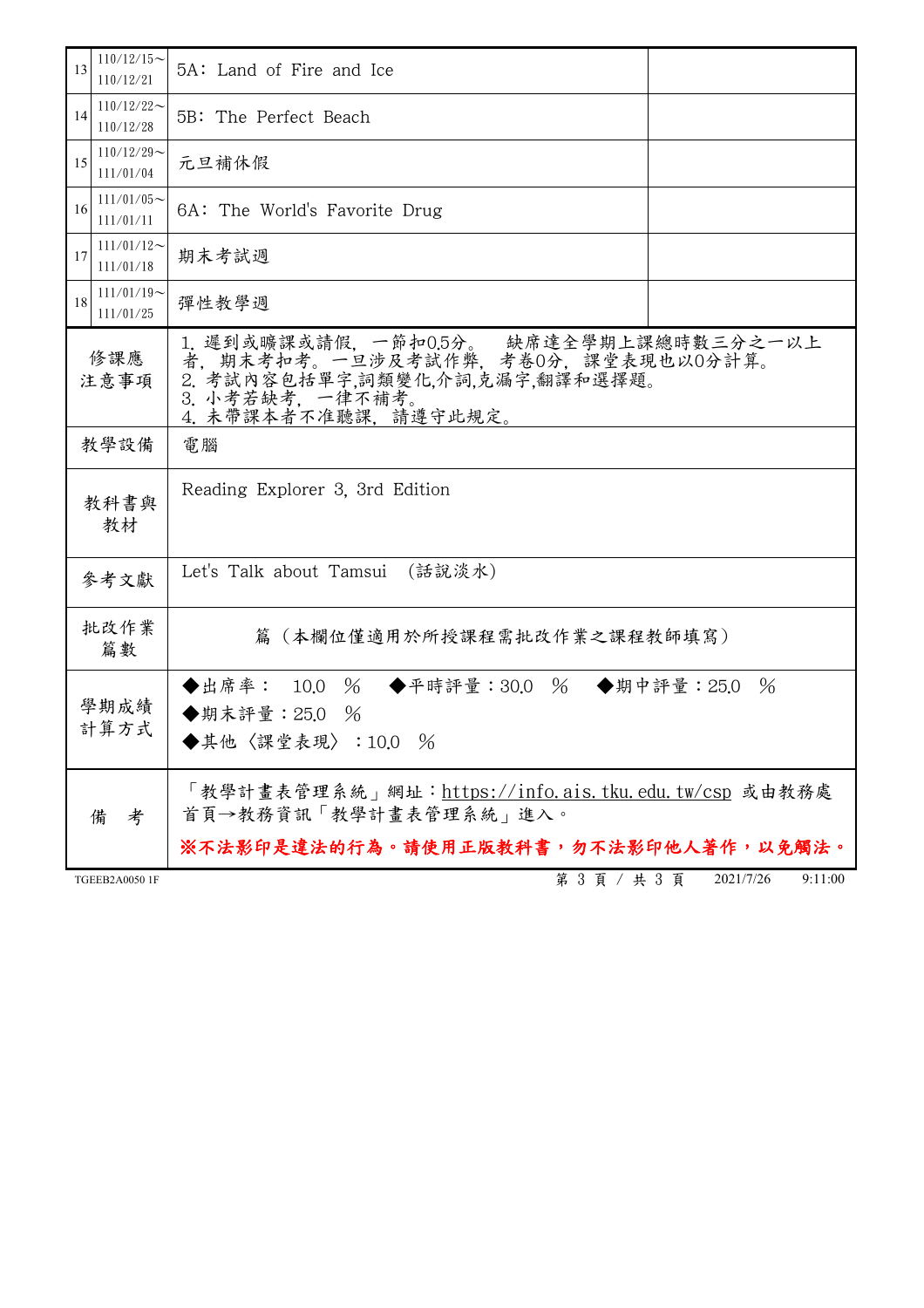| | | | |
|---|---|---|---|
| 13 | 110/12/15～<br>110/12/21 | 5A：Land of Fire and Ice | |
| 14 | 110/12/22～<br>110/12/28 | 5B：The Perfect Beach | |
| 15 | 110/12/29～<br>111/01/04 | 元旦補休假 | |
| 16 | 111/01/05～<br>111/01/11 | 6A：The World's Favorite Drug | |
| 17 | 111/01/12～<br>111/01/18 | 期末考試週 | |
| 18 | 111/01/19～<br>111/01/25 | 彈性教學週 | |

| | |
|---|---|
| 修課應注意事項 | 1. 遲到或曠課或請假，一節扣0.5分。 缺席達全學期上課總時數三分之一以上者，期末考扣考。一旦涉及考試作弊，考卷0分，課堂表現也以0分計算。<br>2. 考試內容包括單字,詞類變化,介詞,克漏字,翻譯和選擇題。<br>3. 小考若缺考，一律不補考。<br>4. 未帶課本者不准聽課，請遵守此規定。 |
| 教學設備 | 電腦 |
| 教科書與教材 | Reading Explorer 3, 3rd Edition |
| 參考文獻 | Let's Talk about Tamsui (話說淡水) |
| 批改作業篇數 | 篇（本欄位僅適用於所授課程需批改作業之課程教師填寫） |
| 學期成績計算方式 | ◆出席率： 10.0 ％ ◆平時評量：30.0 ％ ◆期中評量：25.0 ％<br>◆期末評量：25.0 ％<br>◆其他〈課堂表現〉：10.0 ％ |
| 備　考 | 「教學計畫表管理系統」網址：https://info.ais.tku.edu.tw/csp 或由教務處首頁→教務資訊「教學計畫表管理系統」進入。<br>**※不法影印是違法的行為。請使用正版教科書，勿不法影印他人著作，以免觸法。** |

TGEEB2A0050 1F　　2021/7/26　9:11:00